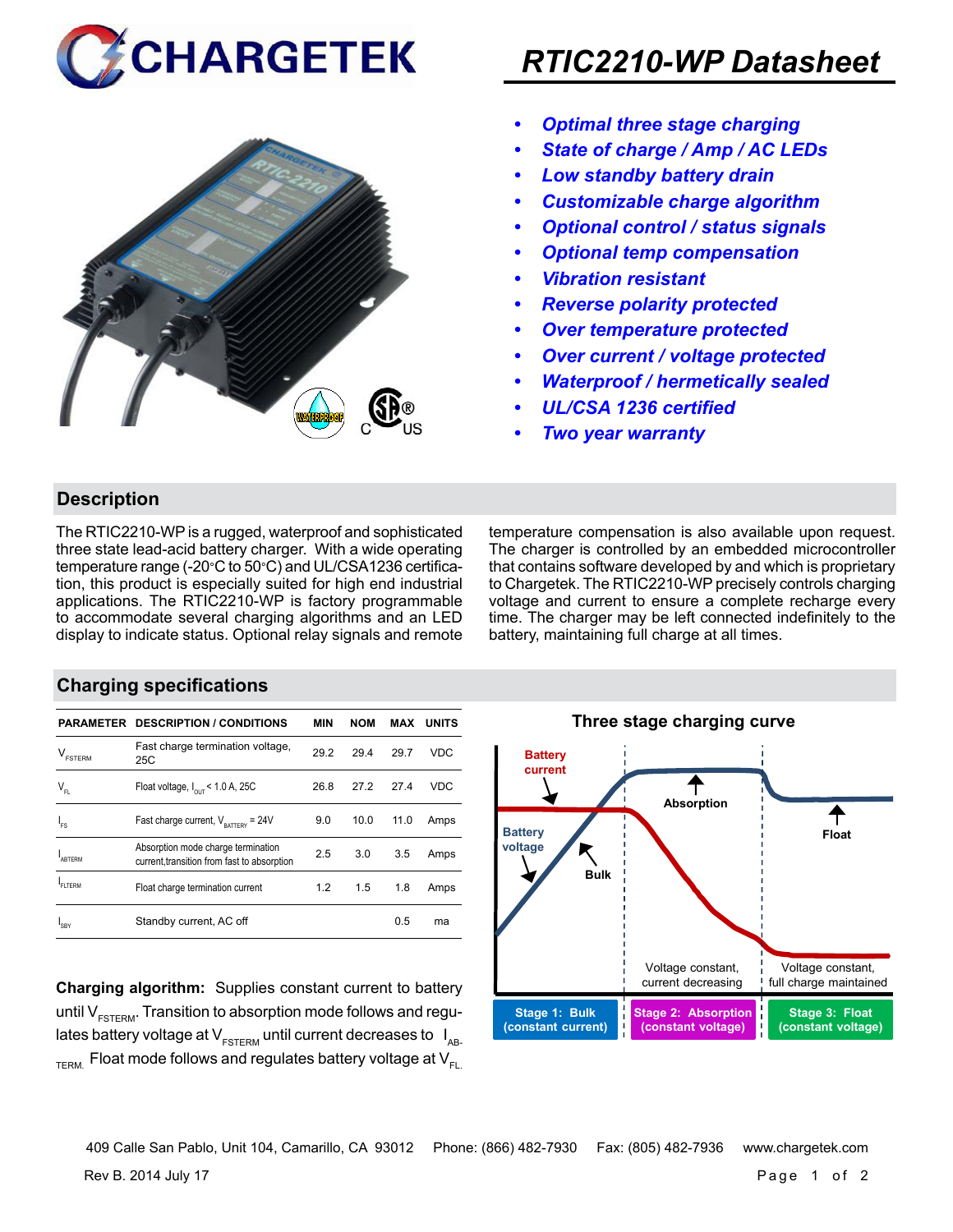# CHARGETEK

# RTIC2210-WP Datasheet

- *Optimal three stage charging*
- *State of charge / Amp / AC LEDs*
- *Low standby battery drain*
- *Customizable charge algorithm*
- *Optional control / status signals*
- *Optional temp compensation*
- *Vibration resistant*
- *Reverse polarity protected*
- *Over temperature protected*
- *Over current / voltage protected*
- *Waterproof / hermetically sealed*
- *UL/CSA 1236 certified*
- *Two year warranty*

## Description

The RTIC2210-WP is a rugged, waterproof and sophisticated three state lead-acid battery charger. With a wide operating temperature range (-20°C to 50°C) and UL/CSA1236 certification, this product is especially suited for high end industrial applications. The RTIC2210-WP is factory programmable to accommodate several charging algorithms and an LED display to indicate status. Optional relay signals and remote temperature compensation is also available upon request. The charger is controlled by an embedded microcontroller that contains software developed by and which is proprietary to Chargetek. The RTIC2210-WP precisely controls charging voltage and current to ensure a complete recharge every time. The charger may be left connected indefinitely to the battery, maintaining full charge at all times.

## Charging specifications

| PARAMETER | DESCRIPTION / CONDITIONS | MIN | NOM | MAX | UNITS |
|---|---|---|---|---|---|
| $V_{FSTERM}$ | Fast charge termination voltage, 25C | 29.2 | 29.4 | 29.7 | VDC |
| $V_{FL}$ | Float voltage, $I_{OUT}$ < 1.0 A, 25C | 26.8 | 27.2 | 27.4 | VDC |
| $I_{FS}$ | Fast charge current, $V_{BATTERY}$ = 24V | 9.0 | 10.0 | 11.0 | Amps |
| $I_{ABTERM}$ | Absorption mode charge termination current,transition from fast to absorption | 2.5 | 3.0 | 3.5 | Amps |
| $I_{FLTERM}$ | Float charge termination current | 1.2 | 1.5 | 1.8 | Amps |
| $I_{SBY}$ | Standby current, AC off | | | 0.5 | ma |

**Charging algorithm:** Supplies constant current to battery until $V_{FSTERM}$. Transition to absorption mode follows and regulates battery voltage at $V_{FSTERM}$ until current decreases to $I_{ABTERM}$. Float mode follows and regulates battery voltage at $V_{FL}$.

**Three stage charging curve**

Battery current — Battery voltage — Bulk — Absorption — Float

| Stage 1: Bulk (constant current) | Stage 2: Absorption (constant voltage) | Stage 3: Float (constant voltage) |
|---|---|---|
| | Voltage constant, current decreasing | Voltage constant, full charge maintained |

409 Calle San Pablo, Unit 104, Camarillo, CA 93012 Phone: (866) 482-7930 Fax: (805) 482-7936 www.chargetek.com

Rev B. 2014 July 17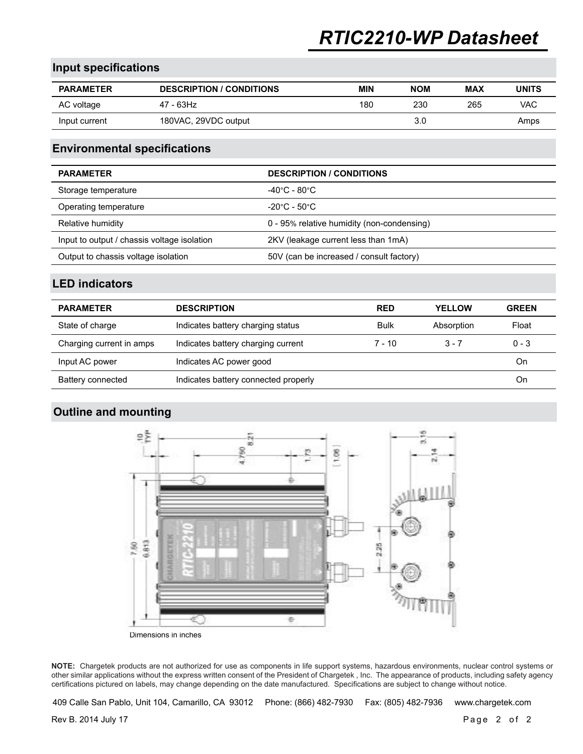# RTIC2210-WP Datasheet

## Input specifications

| PARAMETER | DESCRIPTION / CONDITIONS | MIN | NOM | MAX | UNITS |
|---|---|---|---|---|---|
| AC voltage | 47 - 63Hz | 180 | 230 | 265 | VAC |
| Input current | 180VAC, 29VDC output | | 3.0 | | Amps |

## Environmental specifications

| PARAMETER | DESCRIPTION / CONDITIONS |
|---|---|
| Storage temperature | -40°C - 80°C |
| Operating temperature | -20°C - 50°C |
| Relative humidity | 0 - 95% relative humidity (non-condensing) |
| Input to output / chassis voltage isolation | 2KV (leakage current less than 1mA) |
| Output to chassis voltage isolation | 50V (can be increased / consult factory) |

## LED indicators

| PARAMETER | DESCRIPTION | RED | YELLOW | GREEN |
|---|---|---|---|---|
| State of charge | Indicates battery charging status | Bulk | Absorption | Float |
| Charging current in amps | Indicates battery charging current | 7 - 10 | 3 - 7 | 0 - 3 |
| Input AC power | Indicates AC power good | | | On |
| Battery connected | Indicates battery connected properly | | | On |

## Outline and mounting

10 TYP
8.21
4.750
1.73
(1.06)
3.15
2.14
7.60
6.813
2.25
CHARGETEK
RTIC-2210

Dimensions in inches

**NOTE:** Chargetek products are not authorized for use as components in life support systems, hazardous environments, nuclear control systems or other similar applications without the express written consent of the President of Chargetek , Inc. The appearance of products, including safety agency certifications pictured on labels, may change depending on the date manufactured. Specifications are subject to change without notice.

409 Calle San Pablo, Unit 104, Camarillo, CA 93012 Phone: (866) 482-7930 Fax: (805) 482-7936 www.chargetek.com

Rev B. 2014 July 17